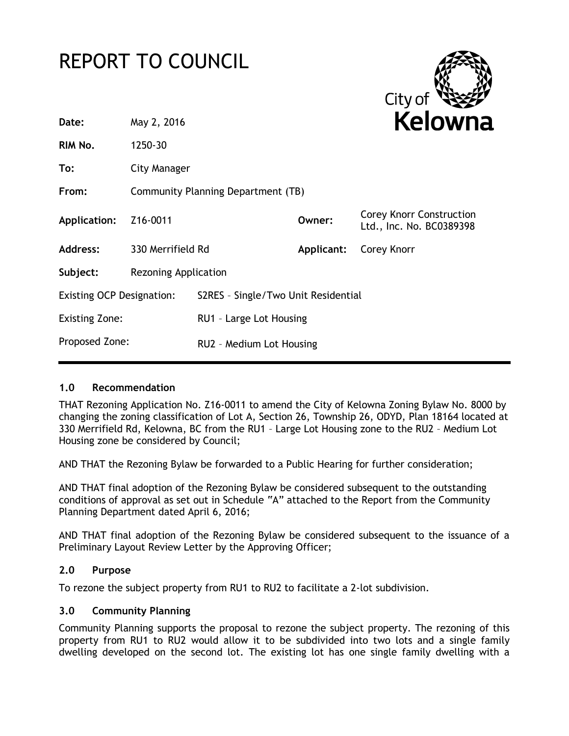# REPORT TO COUNCIL

City of Kelowna

| | | | |
|---|---|---|---|
| **Date:** | May 2, 2016 | | |
| **RIM No.** | 1250-30 | | |
| **To:** | City Manager | | |
| **From:** | Community Planning Department (TB) | | |
| **Application:** | Z16-0011 | **Owner:** | Corey Knorr Construction Ltd., Inc. No. BC0389398 |
| **Address:** | 330 Merrifield Rd | **Applicant:** | Corey Knorr |
| **Subject:** | Rezoning Application | | |

| | |
|---|---|
| Existing OCP Designation: | S2RES – Single/Two Unit Residential |
| Existing Zone: | RU1 – Large Lot Housing |
| Proposed Zone: | RU2 – Medium Lot Housing |

## 1.0 Recommendation

THAT Rezoning Application No. Z16-0011 to amend the City of Kelowna Zoning Bylaw No. 8000 by changing the zoning classification of Lot A, Section 26, Township 26, ODYD, Plan 18164 located at 330 Merrifield Rd, Kelowna, BC from the RU1 – Large Lot Housing zone to the RU2 – Medium Lot Housing zone be considered by Council;

AND THAT the Rezoning Bylaw be forwarded to a Public Hearing for further consideration;

AND THAT final adoption of the Rezoning Bylaw be considered subsequent to the outstanding conditions of approval as set out in Schedule "A" attached to the Report from the Community Planning Department dated April 6, 2016;

AND THAT final adoption of the Rezoning Bylaw be considered subsequent to the issuance of a Preliminary Layout Review Letter by the Approving Officer;

## 2.0 Purpose

To rezone the subject property from RU1 to RU2 to facilitate a 2-lot subdivision.

## 3.0 Community Planning

Community Planning supports the proposal to rezone the subject property. The rezoning of this property from RU1 to RU2 would allow it to be subdivided into two lots and a single family dwelling developed on the second lot. The existing lot has one single family dwelling with a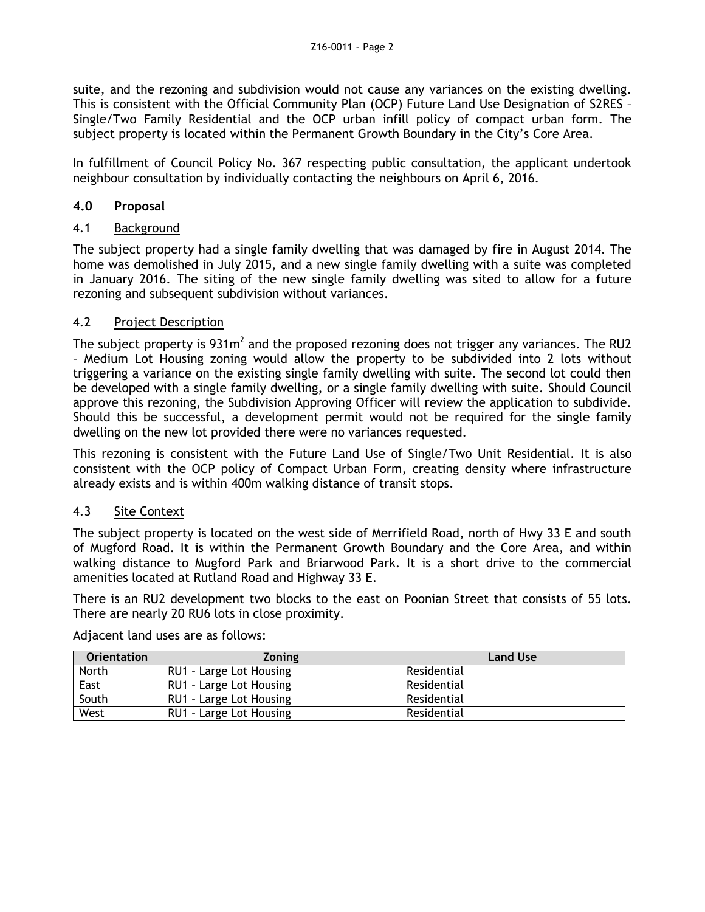suite, and the rezoning and subdivision would not cause any variances on the existing dwelling. This is consistent with the Official Community Plan (OCP) Future Land Use Designation of S2RES – Single/Two Family Residential and the OCP urban infill policy of compact urban form. The subject property is located within the Permanent Growth Boundary in the City's Core Area.

In fulfillment of Council Policy No. 367 respecting public consultation, the applicant undertook neighbour consultation by individually contacting the neighbours on April 6, 2016.

## 4.0 Proposal

### 4.1 Background

The subject property had a single family dwelling that was damaged by fire in August 2014. The home was demolished in July 2015, and a new single family dwelling with a suite was completed in January 2016. The siting of the new single family dwelling was sited to allow for a future rezoning and subsequent subdivision without variances.

### 4.2 Project Description

The subject property is 931m$^2$ and the proposed rezoning does not trigger any variances. The RU2 – Medium Lot Housing zoning would allow the property to be subdivided into 2 lots without triggering a variance on the existing single family dwelling with suite. The second lot could then be developed with a single family dwelling, or a single family dwelling with suite. Should Council approve this rezoning, the Subdivision Approving Officer will review the application to subdivide. Should this be successful, a development permit would not be required for the single family dwelling on the new lot provided there were no variances requested.

This rezoning is consistent with the Future Land Use of Single/Two Unit Residential. It is also consistent with the OCP policy of Compact Urban Form, creating density where infrastructure already exists and is within 400m walking distance of transit stops.

### 4.3 Site Context

The subject property is located on the west side of Merrifield Road, north of Hwy 33 E and south of Mugford Road. It is within the Permanent Growth Boundary and the Core Area, and within walking distance to Mugford Park and Briarwood Park. It is a short drive to the commercial amenities located at Rutland Road and Highway 33 E.

There is an RU2 development two blocks to the east on Poonian Street that consists of 55 lots. There are nearly 20 RU6 lots in close proximity.

Adjacent land uses are as follows:

| Orientation | Zoning | Land Use |
|---|---|---|
| North | RU1 – Large Lot Housing | Residential |
| East | RU1 – Large Lot Housing | Residential |
| South | RU1 – Large Lot Housing | Residential |
| West | RU1 – Large Lot Housing | Residential |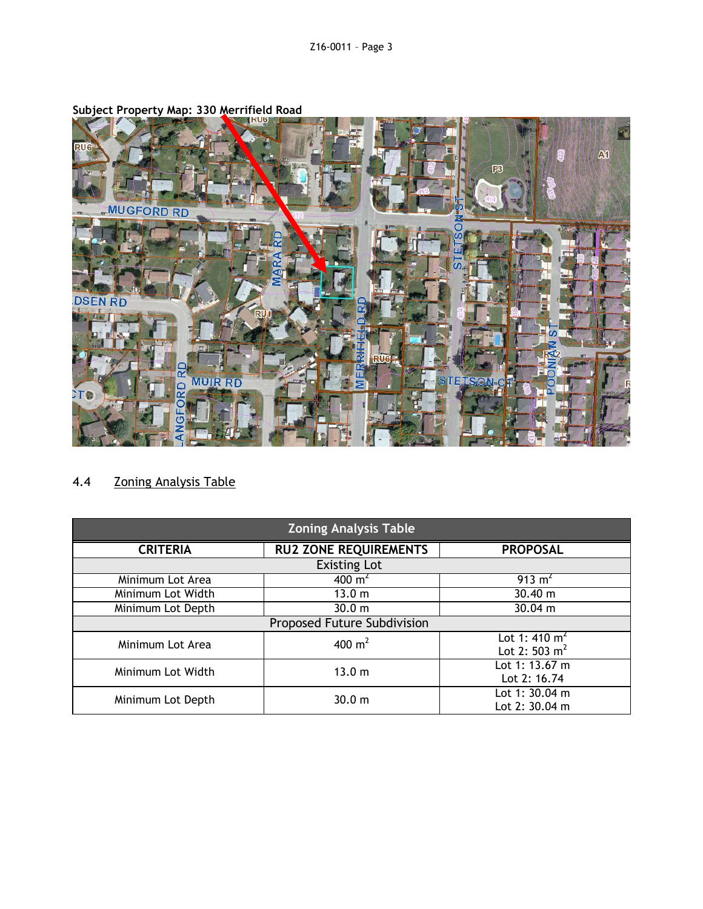**Subject Property Map: 330 Merrifield Road**

## 4.4 Zoning Analysis Table

| Zoning Analysis Table | | |
|---|---|---|
| **CRITERIA** | **RU2 ZONE REQUIREMENTS** | **PROPOSAL** |
| Existing Lot | | |
| Minimum Lot Area | 400 $m^2$ | 913 $m^2$ |
| Minimum Lot Width | 13.0 m | 30.40 m |
| Minimum Lot Depth | 30.0 m | 30.04 m |
| Proposed Future Subdivision | | |
| Minimum Lot Area | 400 $m^2$ | Lot 1: 410 $m^2$ <br> Lot 2: 503 $m^2$ |
| Minimum Lot Width | 13.0 m | Lot 1: 13.67 m <br> Lot 2: 16.74 |
| Minimum Lot Depth | 30.0 m | Lot 1: 30.04 m <br> Lot 2: 30.04 m |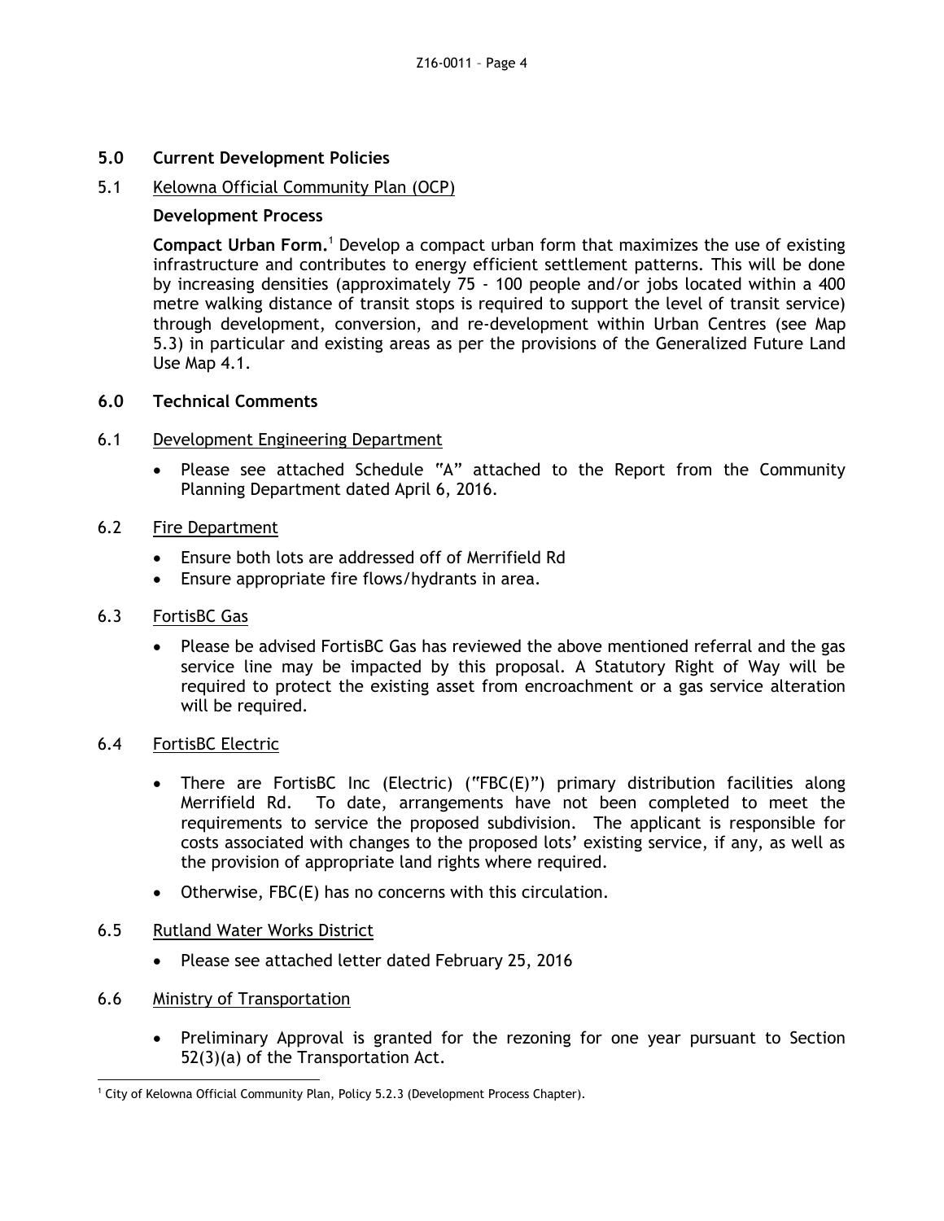## 5.0 Current Development Policies

### 5.1 Kelowna Official Community Plan (OCP)

**Development Process**

**Compact Urban Form.**[1] Develop a compact urban form that maximizes the use of existing infrastructure and contributes to energy efficient settlement patterns. This will be done by increasing densities (approximately 75 - 100 people and/or jobs located within a 400 metre walking distance of transit stops is required to support the level of transit service) through development, conversion, and re-development within Urban Centres (see Map 5.3) in particular and existing areas as per the provisions of the Generalized Future Land Use Map 4.1.

## 6.0 Technical Comments

### 6.1 Development Engineering Department

- Please see attached Schedule "A" attached to the Report from the Community Planning Department dated April 6, 2016.

### 6.2 Fire Department

- Ensure both lots are addressed off of Merrifield Rd
- Ensure appropriate fire flows/hydrants in area.

### 6.3 FortisBC Gas

- Please be advised FortisBC Gas has reviewed the above mentioned referral and the gas service line may be impacted by this proposal. A Statutory Right of Way will be required to protect the existing asset from encroachment or a gas service alteration will be required.

### 6.4 FortisBC Electric

- There are FortisBC Inc (Electric) ("FBC(E)") primary distribution facilities along Merrifield Rd. To date, arrangements have not been completed to meet the requirements to service the proposed subdivision. The applicant is responsible for costs associated with changes to the proposed lots' existing service, if any, as well as the provision of appropriate land rights where required.
- Otherwise, FBC(E) has no concerns with this circulation.

### 6.5 Rutland Water Works District

- Please see attached letter dated February 25, 2016

### 6.6 Ministry of Transportation

- Preliminary Approval is granted for the rezoning for one year pursuant to Section 52(3)(a) of the Transportation Act.

---

[1] City of Kelowna Official Community Plan, Policy 5.2.3 (Development Process Chapter).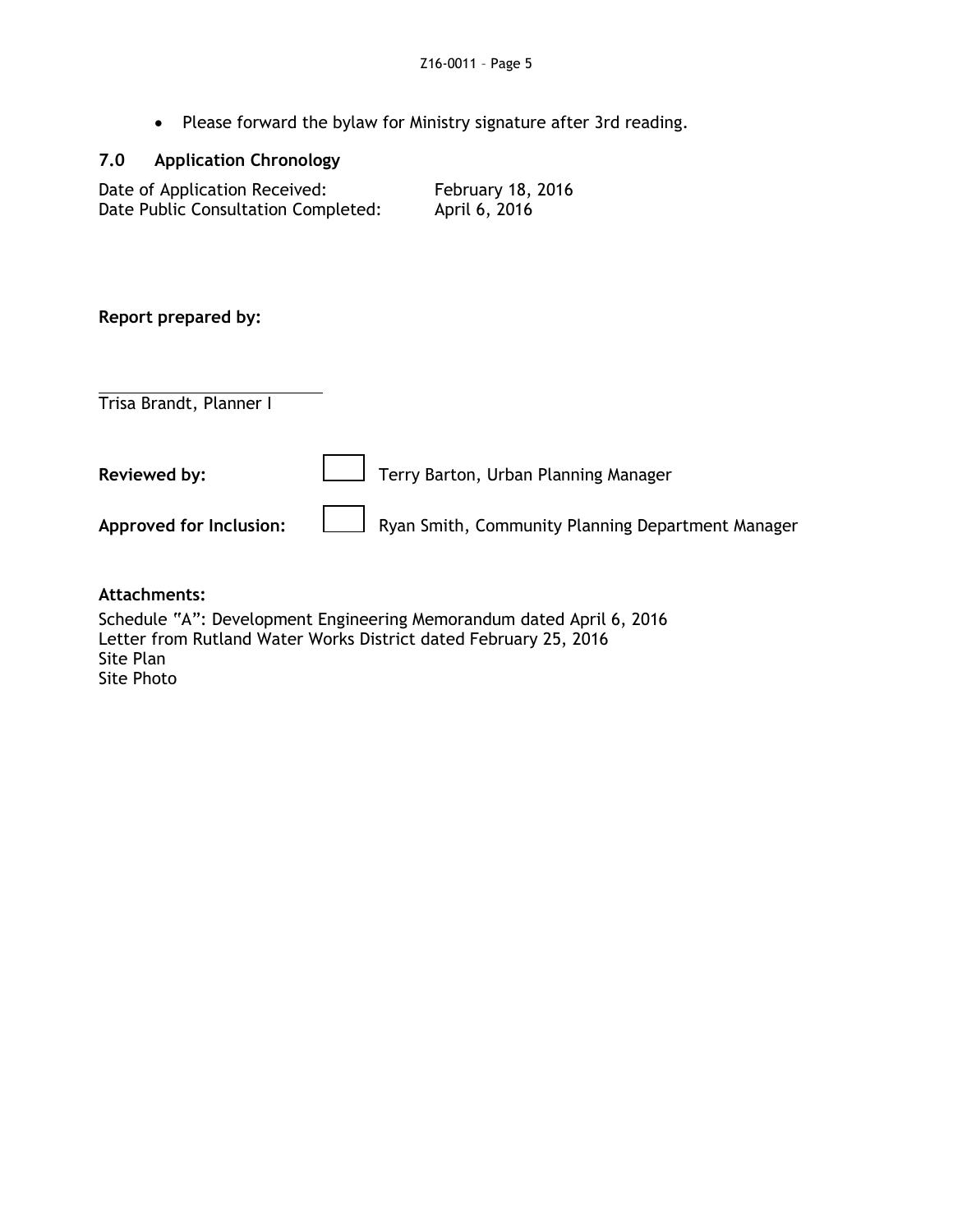- Please forward the bylaw for Ministry signature after 3rd reading.

## 7.0 Application Chronology

| | |
|---|---|
| Date of Application Received: | February 18, 2016 |
| Date Public Consultation Completed: | April 6, 2016 |

**Report prepared by:**

Trisa Brandt, Planner I

**Reviewed by:** Terry Barton, Urban Planning Manager

**Approved for Inclusion:** Ryan Smith, Community Planning Department Manager

**Attachments:**

Schedule "A": Development Engineering Memorandum dated April 6, 2016
Letter from Rutland Water Works District dated February 25, 2016
Site Plan
Site Photo